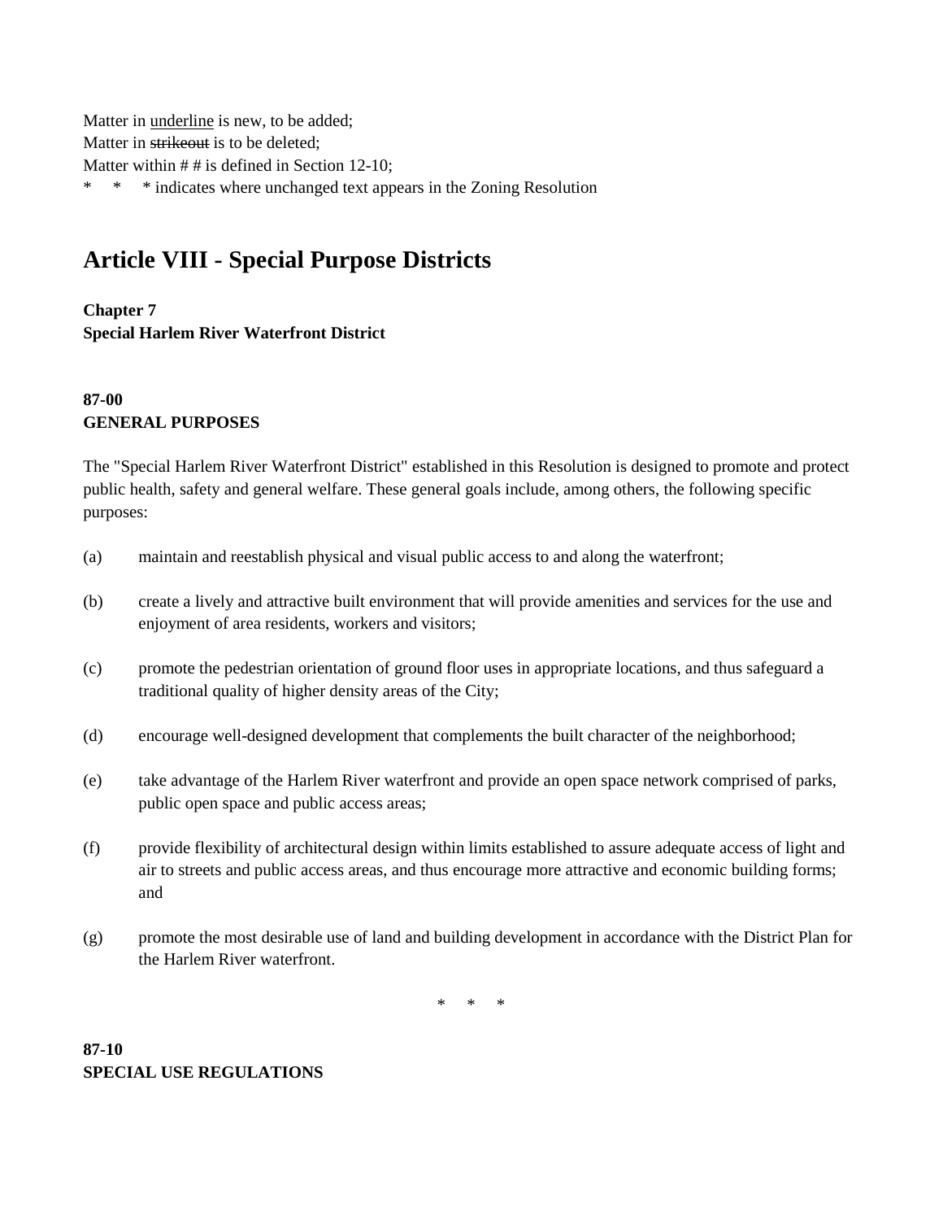Matter in <u>underline</u> is new, to be added;
Matter in ~~strikeout~~ is to be deleted;
Matter within # # is defined in Section 12-10;
\* \* \* indicates where unchanged text appears in the Zoning Resolution

# Article VIII - Special Purpose Districts

**Chapter 7**
**Special Harlem River Waterfront District**

### 87-00
### GENERAL PURPOSES

The "Special Harlem River Waterfront District" established in this Resolution is designed to promote and protect public health, safety and general welfare. These general goals include, among others, the following specific purposes:

(a) maintain and reestablish physical and visual public access to and along the waterfront;

(b) create a lively and attractive built environment that will provide amenities and services for the use and enjoyment of area residents, workers and visitors;

(c) promote the pedestrian orientation of ground floor uses in appropriate locations, and thus safeguard a traditional quality of higher density areas of the City;

(d) encourage well-designed development that complements the built character of the neighborhood;

(e) take advantage of the Harlem River waterfront and provide an open space network comprised of parks, public open space and public access areas;

(f) provide flexibility of architectural design within limits established to assure adequate access of light and air to streets and public access areas, and thus encourage more attractive and economic building forms; and

(g) promote the most desirable use of land and building development in accordance with the District Plan for the Harlem River waterfront.

\* \* \*

### 87-10
### SPECIAL USE REGULATIONS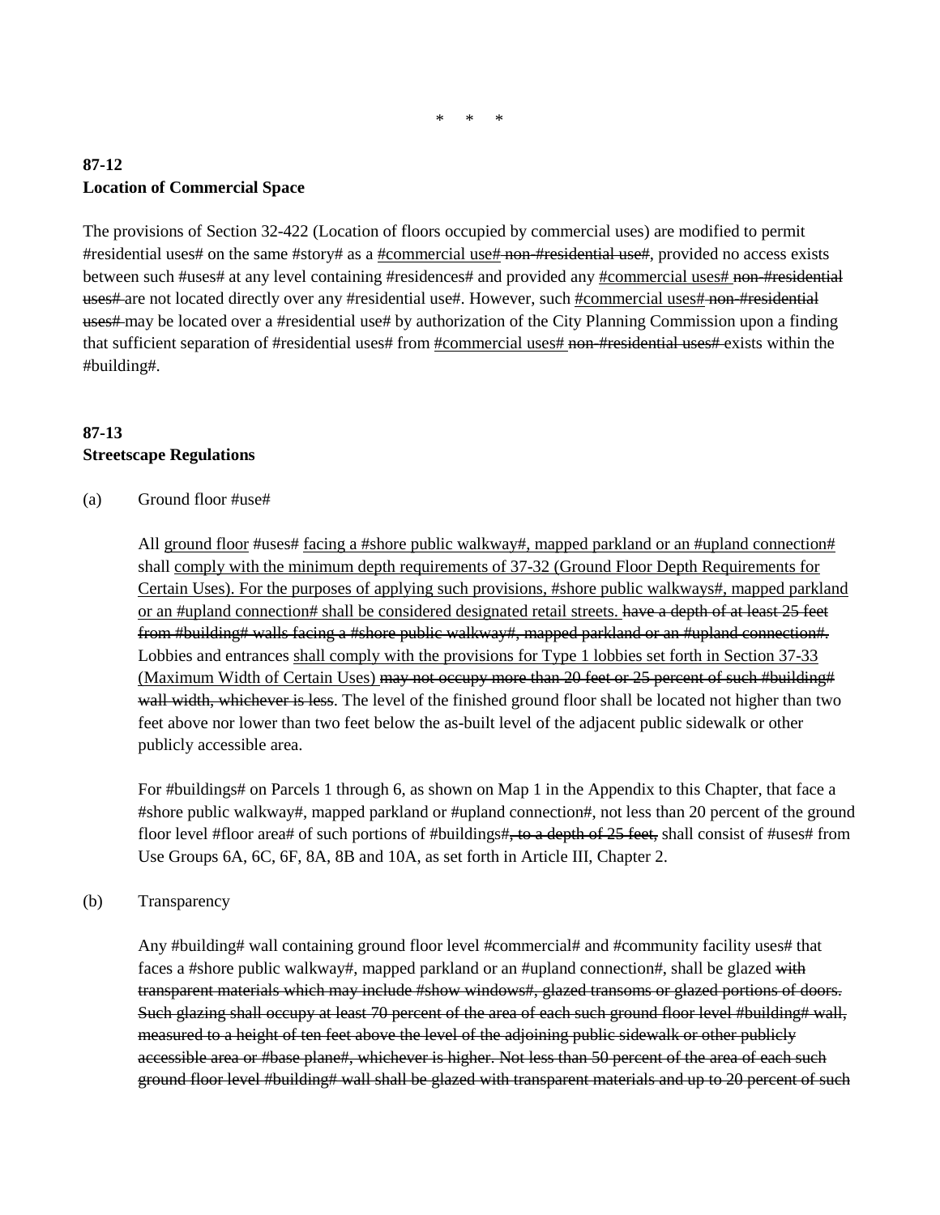\* \* \*

**87-12**
**Location of Commercial Space**

The provisions of Section 32-422 (Location of floors occupied by commercial uses) are modified to permit #residential uses# on the same #story# as a <u>#commercial use#</u> ~~non-#residential use#~~, provided no access exists between such #uses# at any level containing #residences# and provided any <u>#commercial uses#</u> ~~non-#residential uses#~~ are not located directly over any #residential use#. However, such <u>#commercial uses#</u> ~~non-#residential uses#~~ may be located over a #residential use# by authorization of the City Planning Commission upon a finding that sufficient separation of #residential uses# from <u>#commercial uses#</u> ~~non-#residential uses#~~ exists within the #building#.

**87-13**
**Streetscape Regulations**

(a) Ground floor #use#

All <u>ground floor</u> #uses# <u>facing a #shore public walkway#, mapped parkland or an #upland connection#</u> shall <u>comply with the minimum depth requirements of 37-32 (Ground Floor Depth Requirements for Certain Uses). For the purposes of applying such provisions, #shore public walkways#, mapped parkland or an #upland connection# shall be considered designated retail streets.</u> ~~have a depth of at least 25 feet from #building# walls facing a #shore public walkway#, mapped parkland or an #upland connection#.~~ Lobbies and entrances <u>shall comply with the provisions for Type 1 lobbies set forth in Section 37-33 (Maximum Width of Certain Uses)</u> ~~may not occupy more than 20 feet or 25 percent of such #building# wall width, whichever is less~~. The level of the finished ground floor shall be located not higher than two feet above nor lower than two feet below the as-built level of the adjacent public sidewalk or other publicly accessible area.

For #buildings# on Parcels 1 through 6, as shown on Map 1 in the Appendix to this Chapter, that face a #shore public walkway#, mapped parkland or #upland connection#, not less than 20 percent of the ground floor level #floor area# of such portions of #buildings#~~, to a depth of 25 feet,~~ shall consist of #uses# from Use Groups 6A, 6C, 6F, 8A, 8B and 10A, as set forth in Article III, Chapter 2.

(b) Transparency

Any #building# wall containing ground floor level #commercial# and #community facility uses# that faces a #shore public walkway#, mapped parkland or an #upland connection#, shall be glazed ~~with transparent materials which may include #show windows#, glazed transoms or glazed portions of doors. Such glazing shall occupy at least 70 percent of the area of each such ground floor level #building# wall, measured to a height of ten feet above the level of the adjoining public sidewalk or other publicly accessible area or #base plane#, whichever is higher. Not less than 50 percent of the area of each such ground floor level #building# wall shall be glazed with transparent materials and up to 20 percent of such~~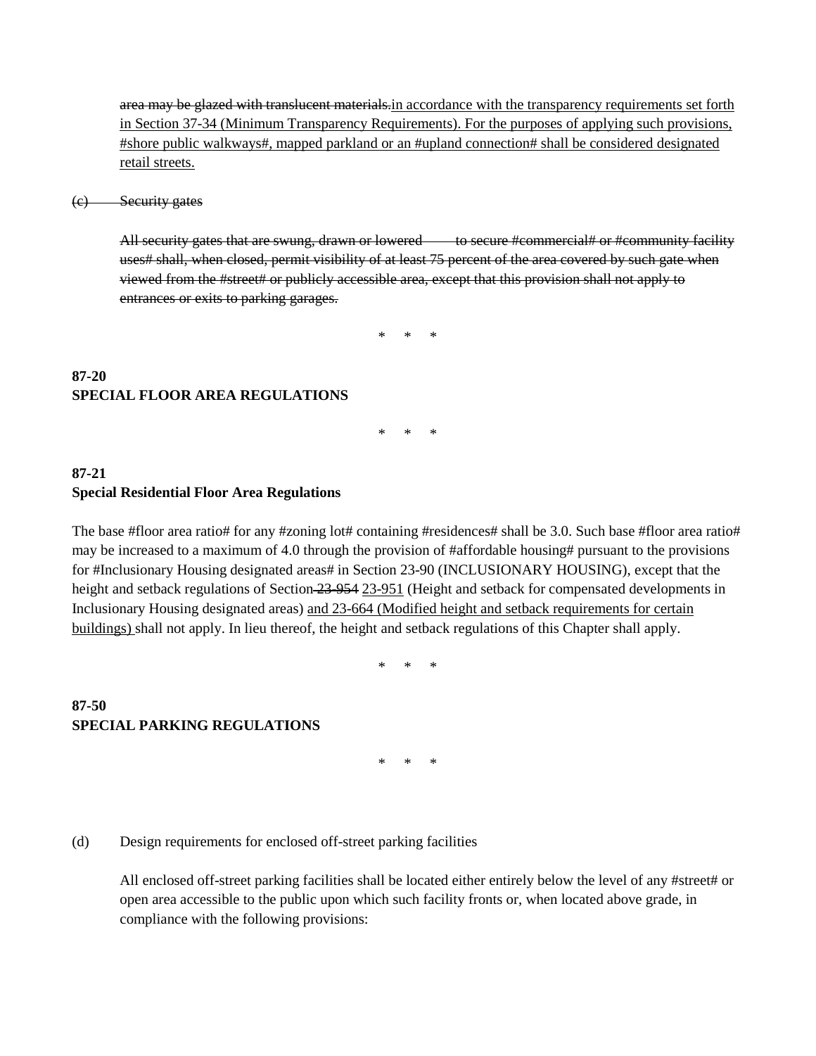~~area may be glazed with translucent materials.~~<u>in accordance with the transparency requirements set forth in Section 37-34 (Minimum Transparency Requirements). For the purposes of applying such provisions, #shore public walkways#, mapped parkland or an #upland connection# shall be considered designated retail streets.</u>

~~(c) Security gates~~

~~All security gates that are swung, drawn or lowered to secure #commercial# or #community facility uses# shall, when closed, permit visibility of at least 75 percent of the area covered by such gate when viewed from the #street# or publicly accessible area, except that this provision shall not apply to entrances or exits to parking garages.~~

\* \* \*

**87-20**
**SPECIAL FLOOR AREA REGULATIONS**

\* \* \*

**87-21**
**Special Residential Floor Area Regulations**

The base #floor area ratio# for any #zoning lot# containing #residences# shall be 3.0. Such base #floor area ratio# may be increased to a maximum of 4.0 through the provision of #affordable housing# pursuant to the provisions for #Inclusionary Housing designated areas# in Section 23-90 (INCLUSIONARY HOUSING), except that the height and setback regulations of Section ~~23-954~~ <u>23-951</u> (Height and setback for compensated developments in Inclusionary Housing designated areas) <u>and 23-664 (Modified height and setback requirements for certain buildings)</u> shall not apply. In lieu thereof, the height and setback regulations of this Chapter shall apply.

\* \* \*

**87-50**
**SPECIAL PARKING REGULATIONS**

\* \* \*

(d) Design requirements for enclosed off-street parking facilities

All enclosed off-street parking facilities shall be located either entirely below the level of any #street# or open area accessible to the public upon which such facility fronts or, when located above grade, in compliance with the following provisions: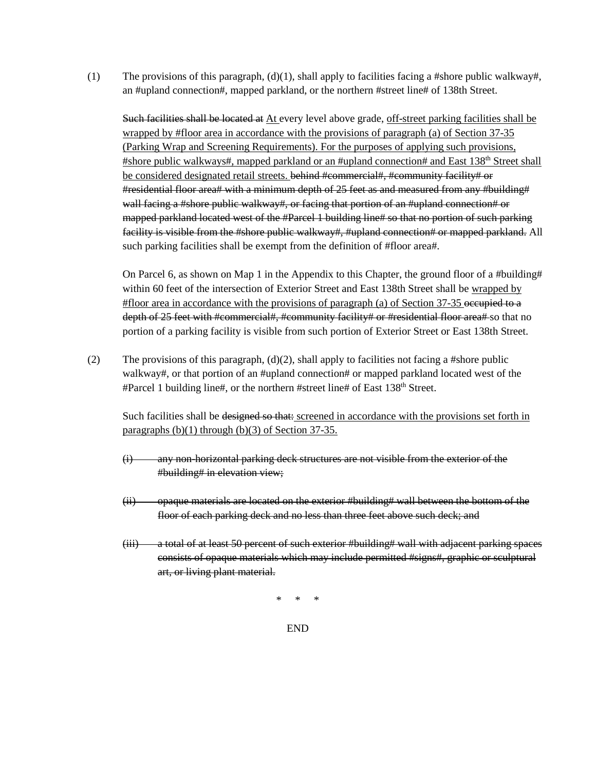(1) The provisions of this paragraph, (d)(1), shall apply to facilities facing a #shore public walkway#, an #upland connection#, mapped parkland, or the northern #street line# of 138th Street.

~~Such facilities shall be located at~~ <u>At</u> every level above grade, <u>off-street parking facilities shall be wrapped by #floor area in accordance with the provisions of paragraph (a) of Section 37-35 (Parking Wrap and Screening Requirements). For the purposes of applying such provisions, #shore public walkways#, mapped parkland or an #upland connection# and East 138th Street shall be considered designated retail streets.</u> ~~behind #commercial#, #community facility# or #residential floor area# with a minimum depth of 25 feet as and measured from any #building# wall facing a #shore public walkway#, or facing that portion of an #upland connection# or mapped parkland located west of the #Parcel 1 building line# so that no portion of such parking facility is visible from the #shore public walkway#, #upland connection# or mapped parkland.~~ All such parking facilities shall be exempt from the definition of #floor area#.

On Parcel 6, as shown on Map 1 in the Appendix to this Chapter, the ground floor of a #building# within 60 feet of the intersection of Exterior Street and East 138th Street shall be <u>wrapped by #floor area in accordance with the provisions of paragraph (a) of Section 37-35</u> ~~occupied to a depth of 25 feet with #commercial#, #community facility# or #residential floor area#~~ so that no portion of a parking facility is visible from such portion of Exterior Street or East 138th Street.

(2) The provisions of this paragraph, (d)(2), shall apply to facilities not facing a #shore public walkway#, or that portion of an #upland connection# or mapped parkland located west of the #Parcel 1 building line#, or the northern #street line# of East 138th Street.

Such facilities shall be ~~designed so that:~~ <u>screened in accordance with the provisions set forth in paragraphs (b)(1) through (b)(3) of Section 37-35.</u>

~~(i) any non-horizontal parking deck structures are not visible from the exterior of the #building# in elevation view;~~

~~(ii) opaque materials are located on the exterior #building# wall between the bottom of the floor of each parking deck and no less than three feet above such deck; and~~

~~(iii) a total of at least 50 percent of such exterior #building# wall with adjacent parking spaces consists of opaque materials which may include permitted #signs#, graphic or sculptural art, or living plant material.~~

\* \* \*

END